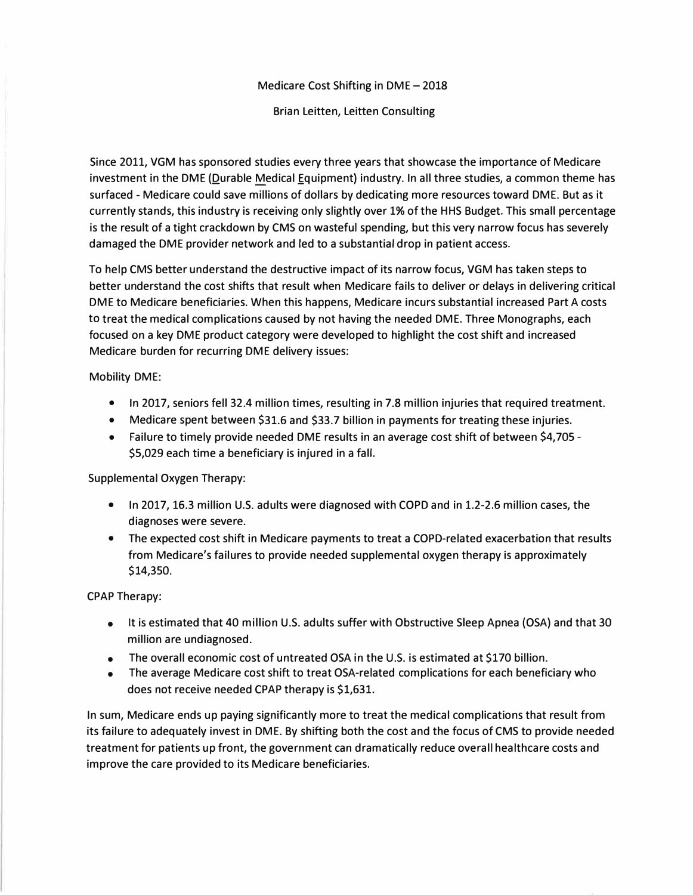# Medicare Cost Shifting in DME – 2018

Brian Leitten, Leitten Consulting

Since 2011, VGM has sponsored studies every three years that showcase the importance of Medicare investment in the DME (Durable Medical Equipment) industry. In all three studies, a common theme has surfaced - Medicare could save millions of dollars by dedicating more resources toward DME. But as it currently stands, this industry is receiving only slightly over 1% of the HHS Budget. This small percentage is the result of a tight crackdown by CMS on wasteful spending, but this very narrow focus has severely damaged the DME provider network and led to a substantial drop in patient access.

To help CMS better understand the destructive impact of its narrow focus, VGM has taken steps to better understand the cost shifts that result when Medicare fails to deliver or delays in delivering critical DME to Medicare beneficiaries. When this happens, Medicare incurs substantial increased Part A costs to treat the medical complications caused by not having the needed DME. Three Monographs, each focused on a key DME product category were developed to highlight the cost shift and increased Medicare burden for recurring DME delivery issues:

Mobility DME:

- In 2017, seniors fell 32.4 million times, resulting in 7.8 million injuries that required treatment.
- Medicare spent between $31.6 and $33.7 billion in payments for treating these injuries.
- Failure to timely provide needed DME results in an average cost shift of between $4,705 - $5,029 each time a beneficiary is injured in a fall.

Supplemental Oxygen Therapy:

- In 2017, 16.3 million U.S. adults were diagnosed with COPD and in 1.2-2.6 million cases, the diagnoses were severe.
- The expected cost shift in Medicare payments to treat a COPD-related exacerbation that results from Medicare's failures to provide needed supplemental oxygen therapy is approximately $14,350.

CPAP Therapy:

- It is estimated that 40 million U.S. adults suffer with Obstructive Sleep Apnea (OSA) and that 30 million are undiagnosed.
- The overall economic cost of untreated OSA in the U.S. is estimated at $170 billion.
- The average Medicare cost shift to treat OSA-related complications for each beneficiary who does not receive needed CPAP therapy is $1,631.

In sum, Medicare ends up paying significantly more to treat the medical complications that result from its failure to adequately invest in DME. By shifting both the cost and the focus of CMS to provide needed treatment for patients up front, the government can dramatically reduce overall healthcare costs and improve the care provided to its Medicare beneficiaries.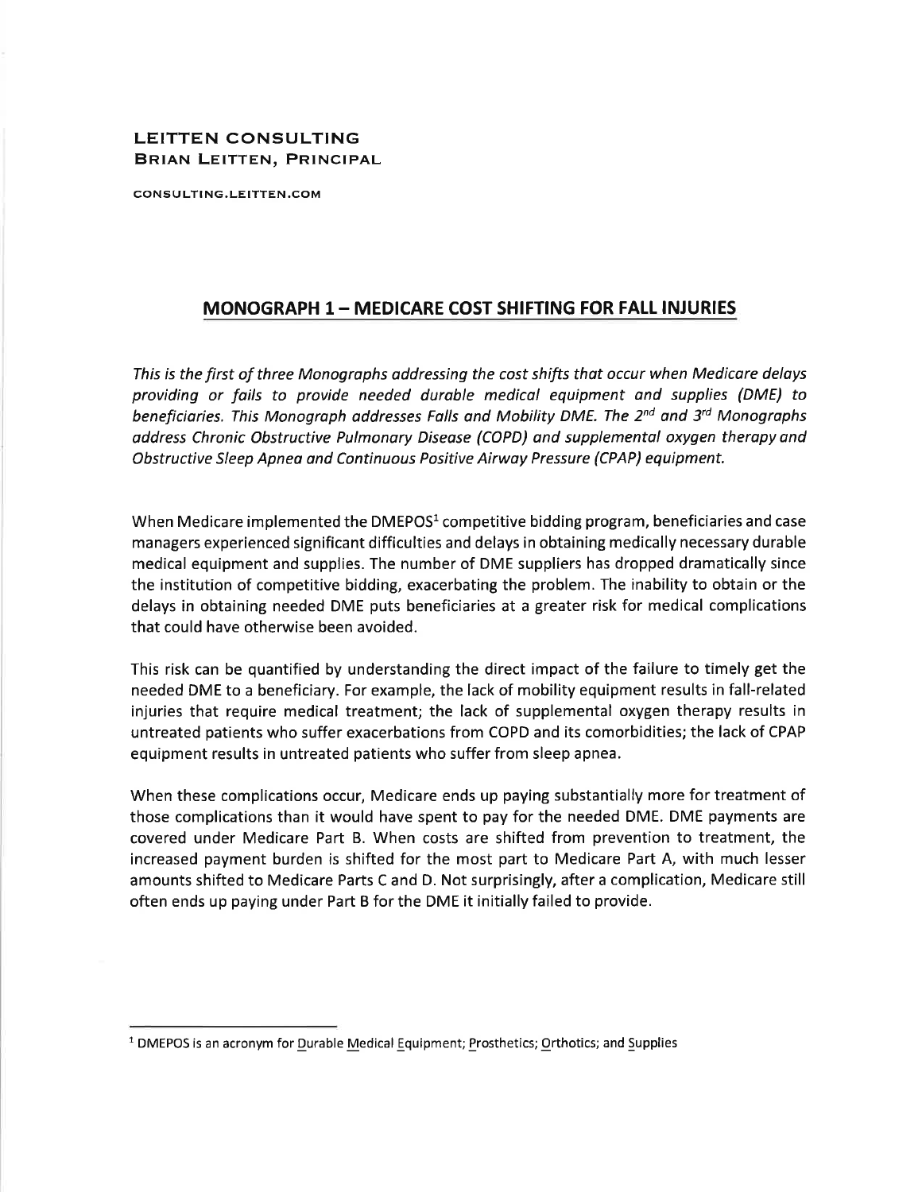**LEITTEN CONSULTING**
**BRIAN LEITTEN, PRINCIPAL**

CONSULTING.LEITTEN.COM

## MONOGRAPH 1 – MEDICARE COST SHIFTING FOR FALL INJURIES

*This is the first of three Monographs addressing the cost shifts that occur when Medicare delays providing or fails to provide needed durable medical equipment and supplies (DME) to beneficiaries. This Monograph addresses Falls and Mobility DME. The 2nd and 3rd Monographs address Chronic Obstructive Pulmonary Disease (COPD) and supplemental oxygen therapy and Obstructive Sleep Apnea and Continuous Positive Airway Pressure (CPAP) equipment.*

When Medicare implemented the DMEPOS[1] competitive bidding program, beneficiaries and case managers experienced significant difficulties and delays in obtaining medically necessary durable medical equipment and supplies. The number of DME suppliers has dropped dramatically since the institution of competitive bidding, exacerbating the problem. The inability to obtain or the delays in obtaining needed DME puts beneficiaries at a greater risk for medical complications that could have otherwise been avoided.

This risk can be quantified by understanding the direct impact of the failure to timely get the needed DME to a beneficiary. For example, the lack of mobility equipment results in fall-related injuries that require medical treatment; the lack of supplemental oxygen therapy results in untreated patients who suffer exacerbations from COPD and its comorbidities; the lack of CPAP equipment results in untreated patients who suffer from sleep apnea.

When these complications occur, Medicare ends up paying substantially more for treatment of those complications than it would have spent to pay for the needed DME. DME payments are covered under Medicare Part B. When costs are shifted from prevention to treatment, the increased payment burden is shifted for the most part to Medicare Part A, with much lesser amounts shifted to Medicare Parts C and D. Not surprisingly, after a complication, Medicare still often ends up paying under Part B for the DME it initially failed to provide.

---

[1] DMEPOS is an acronym for Durable Medical Equipment; Prosthetics; Orthotics; and Supplies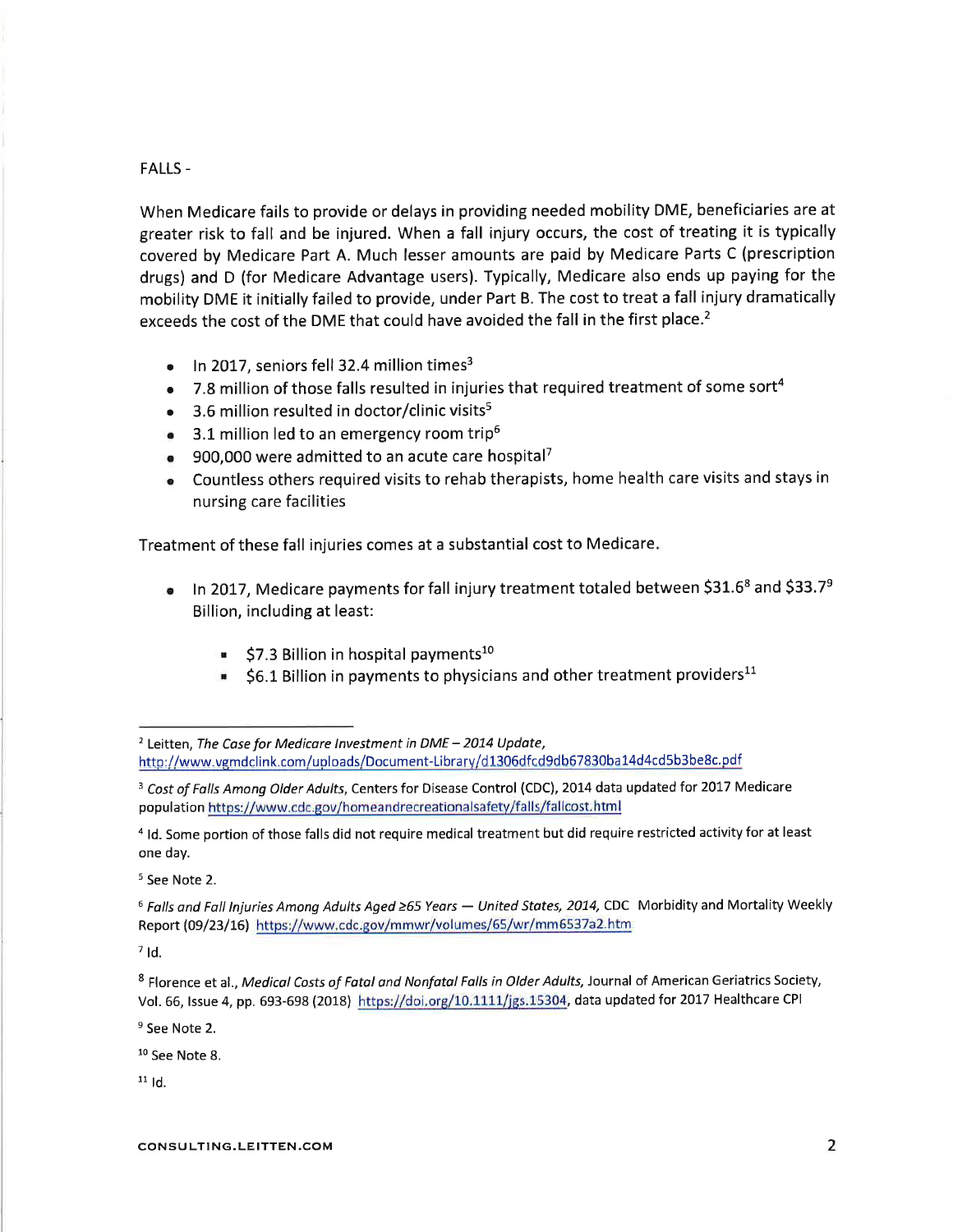FALLS -

When Medicare fails to provide or delays in providing needed mobility DME, beneficiaries are at greater risk to fall and be injured. When a fall injury occurs, the cost of treating it is typically covered by Medicare Part A. Much lesser amounts are paid by Medicare Parts C (prescription drugs) and D (for Medicare Advantage users). Typically, Medicare also ends up paying for the mobility DME it initially failed to provide, under Part B. The cost to treat a fall injury dramatically exceeds the cost of the DME that could have avoided the fall in the first place.[2]

- In 2017, seniors fell 32.4 million times[3]
- 7.8 million of those falls resulted in injuries that required treatment of some sort[4]
- 3.6 million resulted in doctor/clinic visits[5]
- 3.1 million led to an emergency room trip[6]
- 900,000 were admitted to an acute care hospital[7]
- Countless others required visits to rehab therapists, home health care visits and stays in nursing care facilities

Treatment of these fall injuries comes at a substantial cost to Medicare.

- In 2017, Medicare payments for fall injury treatment totaled between $31.6[8] and $33.7[9] Billion, including at least:
    - $7.3 Billion in hospital payments[10]
    - $6.1 Billion in payments to physicians and other treatment providers[11]

---

[2] Leitten, *The Case for Medicare Investment in DME – 2014 Update*, http://www.vgmdclink.com/uploads/Document-Library/d1306dfcd9db67830ba14d4cd5b3be8c.pdf

[3] *Cost of Falls Among Older Adults*, Centers for Disease Control (CDC), 2014 data updated for 2017 Medicare population https://www.cdc.gov/homeandrecreationalsafety/falls/fallcost.html

[4] Id. Some portion of those falls did not require medical treatment but did require restricted activity for at least one day.

[5] See Note 2.

[6] *Falls and Fall Injuries Among Adults Aged ≥65 Years — United States, 2014*, CDC Morbidity and Mortality Weekly Report (09/23/16) https://www.cdc.gov/mmwr/volumes/65/wr/mm6537a2.htm

[7] Id.

[8] Florence et al., *Medical Costs of Fatal and Nonfatal Falls in Older Adults*, Journal of American Geriatrics Society, Vol. 66, Issue 4, pp. 693-698 (2018) https://doi.org/10.1111/jgs.15304, data updated for 2017 Healthcare CPI

[9] See Note 2.

[10] See Note 8.

[11] Id.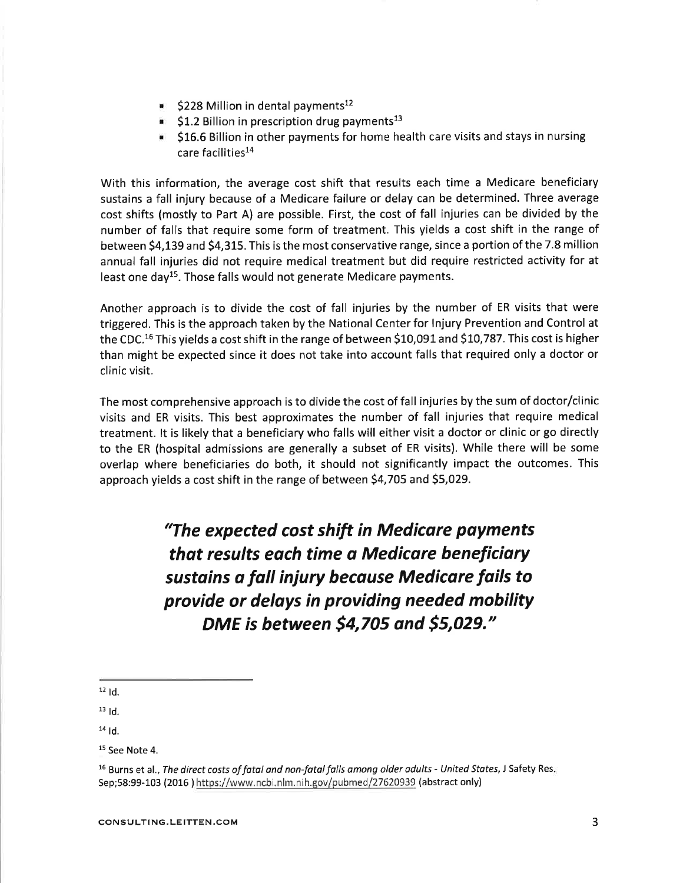- $228 Million in dental payments[12]
- $1.2 Billion in prescription drug payments[13]
- $16.6 Billion in other payments for home health care visits and stays in nursing care facilities[14]

With this information, the average cost shift that results each time a Medicare beneficiary sustains a fall injury because of a Medicare failure or delay can be determined. Three average cost shifts (mostly to Part A) are possible. First, the cost of fall injuries can be divided by the number of falls that require some form of treatment. This yields a cost shift in the range of between $4,139 and $4,315. This is the most conservative range, since a portion of the 7.8 million annual fall injuries did not require medical treatment but did require restricted activity for at least one day[15]. Those falls would not generate Medicare payments.

Another approach is to divide the cost of fall injuries by the number of ER visits that were triggered. This is the approach taken by the National Center for Injury Prevention and Control at the CDC.[16] This yields a cost shift in the range of between $10,091 and $10,787. This cost is higher than might be expected since it does not take into account falls that required only a doctor or clinic visit.

The most comprehensive approach is to divide the cost of fall injuries by the sum of doctor/clinic visits and ER visits. This best approximates the number of fall injuries that require medical treatment. It is likely that a beneficiary who falls will either visit a doctor or clinic or go directly to the ER (hospital admissions are generally a subset of ER visits). While there will be some overlap where beneficiaries do both, it should not significantly impact the outcomes. This approach yields a cost shift in the range of between $4,705 and $5,029.

> ***"The expected cost shift in Medicare payments that results each time a Medicare beneficiary sustains a fall injury because Medicare fails to provide or delays in providing needed mobility DME is between $4,705 and $5,029."***

---

[12] Id.

[13] Id.

[14] Id.

[15] See Note 4.

[16] Burns et al., *The direct costs of fatal and non-fatal falls among older adults - United States*, J Safety Res. Sep;58:99-103 (2016 ) https://www.ncbi.nlm.nih.gov/pubmed/27620939 (abstract only)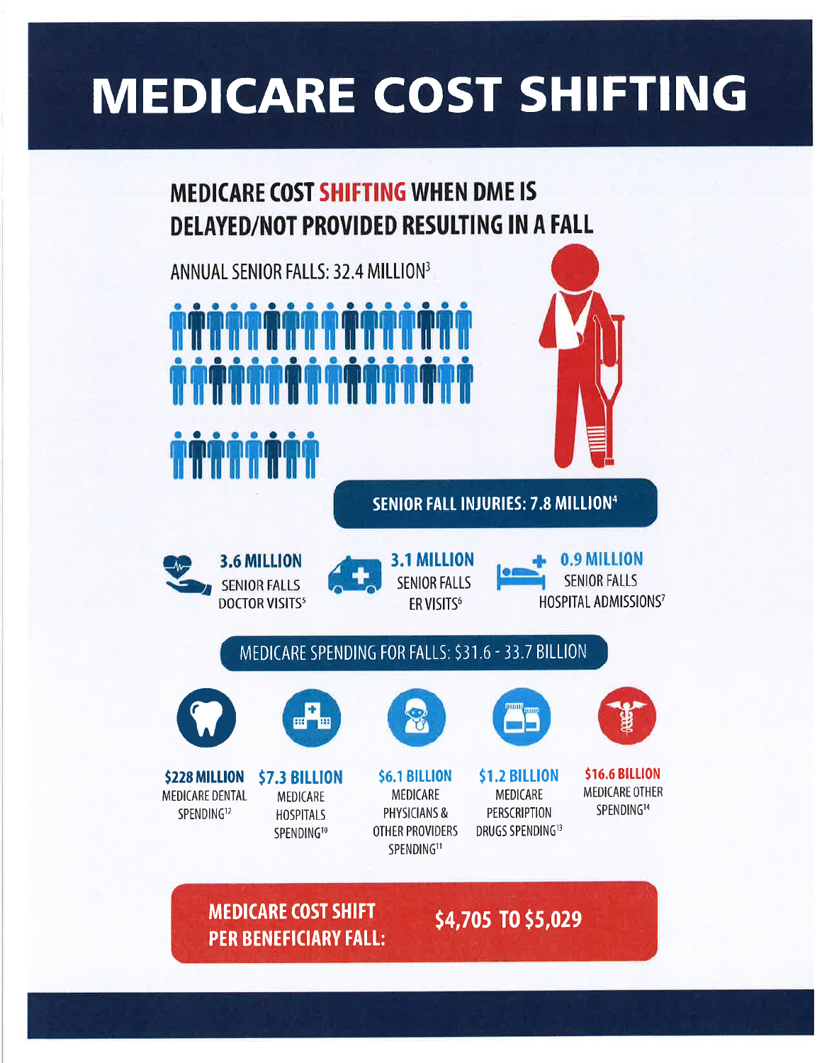# MEDICARE COST SHIFTING

## MEDICARE COST SHIFTING WHEN DME IS DELAYED/NOT PROVIDED RESULTING IN A FALL

ANNUAL SENIOR FALLS: 32.4 MILLION[3]

**SENIOR FALL INJURIES: 7.8 MILLION[4]**

**3.6 MILLION** SENIOR FALLS DOCTOR VISITS[5]

**3.1 MILLION** SENIOR FALLS ER VISITS[6]

**0.9 MILLION** SENIOR FALLS HOSPITAL ADMISSIONS[7]

**MEDICARE SPENDING FOR FALLS: $31.6 - 33.7 BILLION**

**$228 MILLION** MEDICARE DENTAL SPENDING[12]

**$7.3 BILLION** MEDICARE HOSPITALS SPENDING[10]

**$6.1 BILLION** MEDICARE PHYSICIANS & OTHER PROVIDERS SPENDING[11]

**$1.2 BILLION** MEDICARE PERSCRIPTION DRUGS SPENDING[13]

**$16.6 BILLION** MEDICARE OTHER SPENDING[14]

**MEDICARE COST SHIFT PER BENEFICIARY FALL: $4,705 TO $5,029**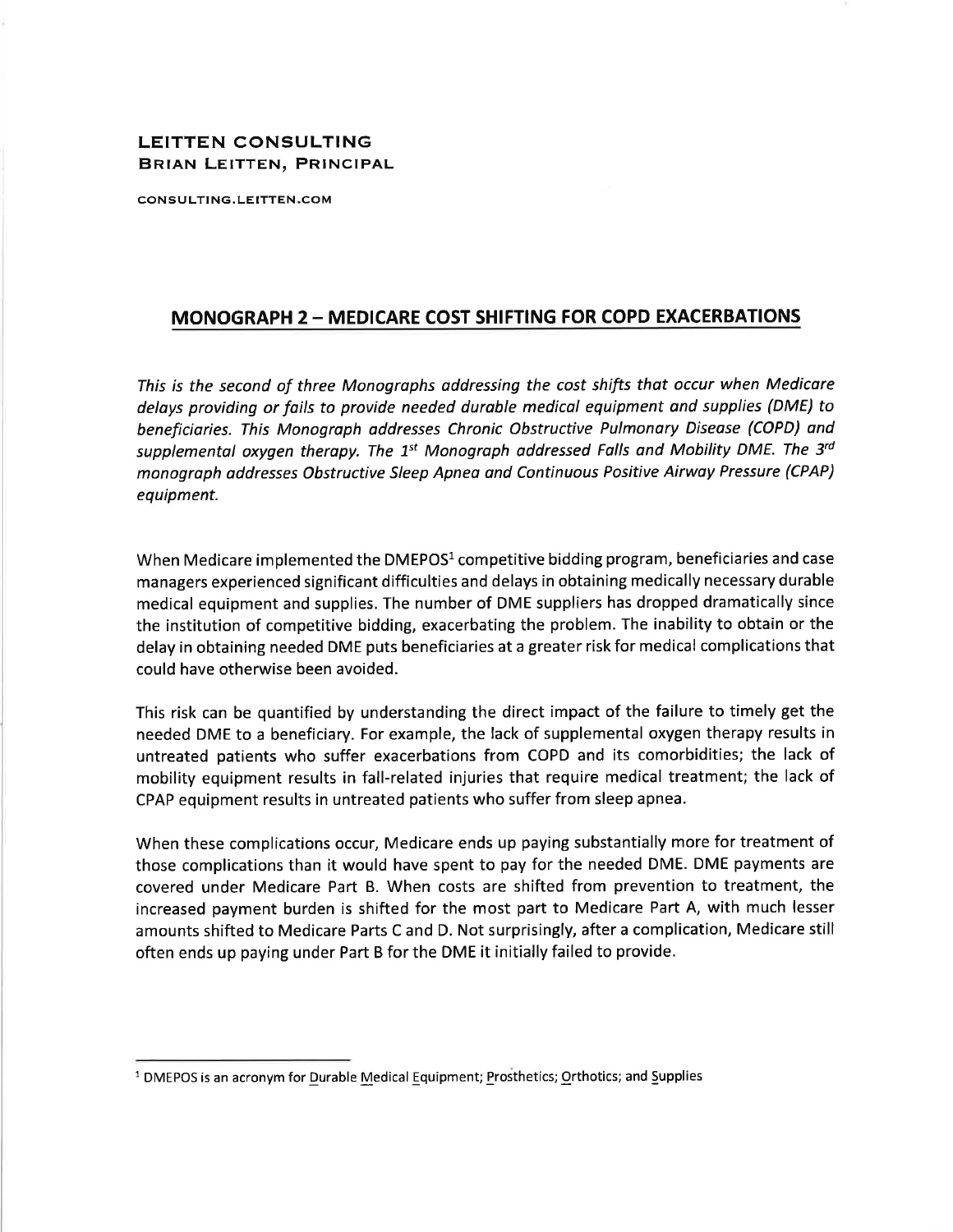**LEITTEN CONSULTING**
**BRIAN LEITTEN, PRINCIPAL**

CONSULTING.LEITTEN.COM

## MONOGRAPH 2 – MEDICARE COST SHIFTING FOR COPD EXACERBATIONS

*This is the second of three Monographs addressing the cost shifts that occur when Medicare delays providing or fails to provide needed durable medical equipment and supplies (DME) to beneficiaries. This Monograph addresses Chronic Obstructive Pulmonary Disease (COPD) and supplemental oxygen therapy. The 1st Monograph addressed Falls and Mobility DME. The 3rd monograph addresses Obstructive Sleep Apnea and Continuous Positive Airway Pressure (CPAP) equipment.*

When Medicare implemented the DMEPOS[1] competitive bidding program, beneficiaries and case managers experienced significant difficulties and delays in obtaining medically necessary durable medical equipment and supplies. The number of DME suppliers has dropped dramatically since the institution of competitive bidding, exacerbating the problem. The inability to obtain or the delay in obtaining needed DME puts beneficiaries at a greater risk for medical complications that could have otherwise been avoided.

This risk can be quantified by understanding the direct impact of the failure to timely get the needed DME to a beneficiary. For example, the lack of supplemental oxygen therapy results in untreated patients who suffer exacerbations from COPD and its comorbidities; the lack of mobility equipment results in fall-related injuries that require medical treatment; the lack of CPAP equipment results in untreated patients who suffer from sleep apnea.

When these complications occur, Medicare ends up paying substantially more for treatment of those complications than it would have spent to pay for the needed DME. DME payments are covered under Medicare Part B. When costs are shifted from prevention to treatment, the increased payment burden is shifted for the most part to Medicare Part A, with much lesser amounts shifted to Medicare Parts C and D. Not surprisingly, after a complication, Medicare still often ends up paying under Part B for the DME it initially failed to provide.

[1] DMEPOS is an acronym for Durable Medical Equipment; Prosthetics; Orthotics; and Supplies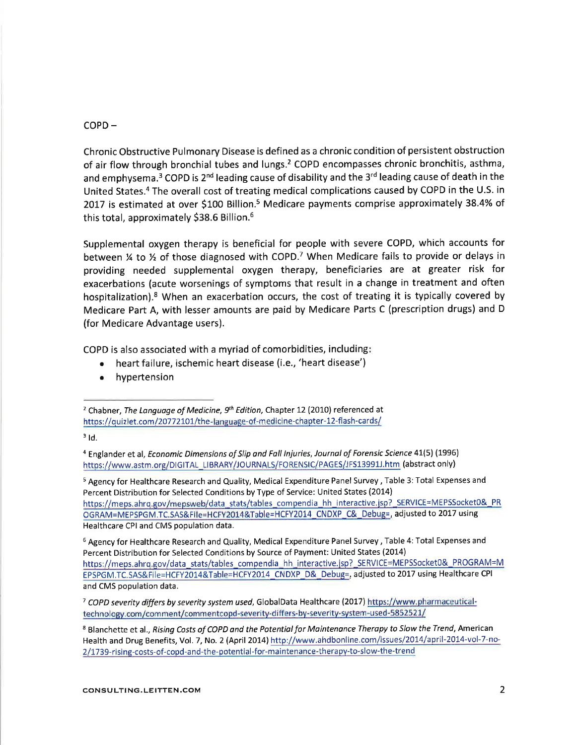COPD –

Chronic Obstructive Pulmonary Disease is defined as a chronic condition of persistent obstruction of air flow through bronchial tubes and lungs.[2] COPD encompasses chronic bronchitis, asthma, and emphysema.[3] COPD is 2nd leading cause of disability and the 3rd leading cause of death in the United States.[4] The overall cost of treating medical complications caused by COPD in the U.S. in 2017 is estimated at over $100 Billion.[5] Medicare payments comprise approximately 38.4% of this total, approximately $38.6 Billion.[6]

Supplemental oxygen therapy is beneficial for people with severe COPD, which accounts for between ¼ to ½ of those diagnosed with COPD.[7] When Medicare fails to provide or delays in providing needed supplemental oxygen therapy, beneficiaries are at greater risk for exacerbations (acute worsenings of symptoms that result in a change in treatment and often hospitalization).[8] When an exacerbation occurs, the cost of treating it is typically covered by Medicare Part A, with lesser amounts are paid by Medicare Parts C (prescription drugs) and D (for Medicare Advantage users).

COPD is also associated with a myriad of comorbidities, including:

- heart failure, ischemic heart disease (i.e., 'heart disease')
- hypertension

---

[2] Chabner, *The Language of Medicine, 9th Edition*, Chapter 12 (2010) referenced at https://quizlet.com/20772101/the-language-of-medicine-chapter-12-flash-cards/

[3] Id.

[4] Englander et al, *Economic Dimensions of Slip and Fall Injuries, Journal of Forensic Science* 41(5) (1996) https://www.astm.org/DIGITAL_LIBRARY/JOURNALS/FORENSIC/PAGES/JFS13991J.htm (abstract only)

[5] Agency for Healthcare Research and Quality, Medical Expenditure Panel Survey , Table 3: Total Expenses and Percent Distribution for Selected Conditions by Type of Service: United States (2014) https://meps.ahrq.gov/mepsweb/data_stats/tables_compendia_hh_interactive.jsp?_SERVICE=MEPSSocket0&_PROGRAM=MEPSPGM.TC.SAS&File=HCFY2014&Table=HCFY2014_CNDXP_C&_Debug=, adjusted to 2017 using Healthcare CPI and CMS population data.

[6] Agency for Healthcare Research and Quality, Medical Expenditure Panel Survey , Table 4: Total Expenses and Percent Distribution for Selected Conditions by Source of Payment: United States (2014) https://meps.ahrq.gov/data_stats/tables_compendia_hh_interactive.jsp?_SERVICE=MEPSSocket0&_PROGRAM=MEPSPGM.TC.SAS&File=HCFY2014&Table=HCFY2014_CNDXP_D&_Debug=, adjusted to 2017 using Healthcare CPI and CMS population data.

[7] *COPD severity differs by severity system used*, GlobalData Healthcare (2017) https://www.pharmaceutical-technology.com/comment/commentcopd-severity-differs-by-severity-system-used-5852521/

[8] Blanchette et al., *Rising Costs of COPD and the Potential for Maintenance Therapy to Slow the Trend*, American Health and Drug Benefits, Vol. 7, No. 2 (April 2014) http://www.ahdbonline.com/issues/2014/april-2014-vol-7-no-2/1739-rising-costs-of-copd-and-the-potential-for-maintenance-therapy-to-slow-the-trend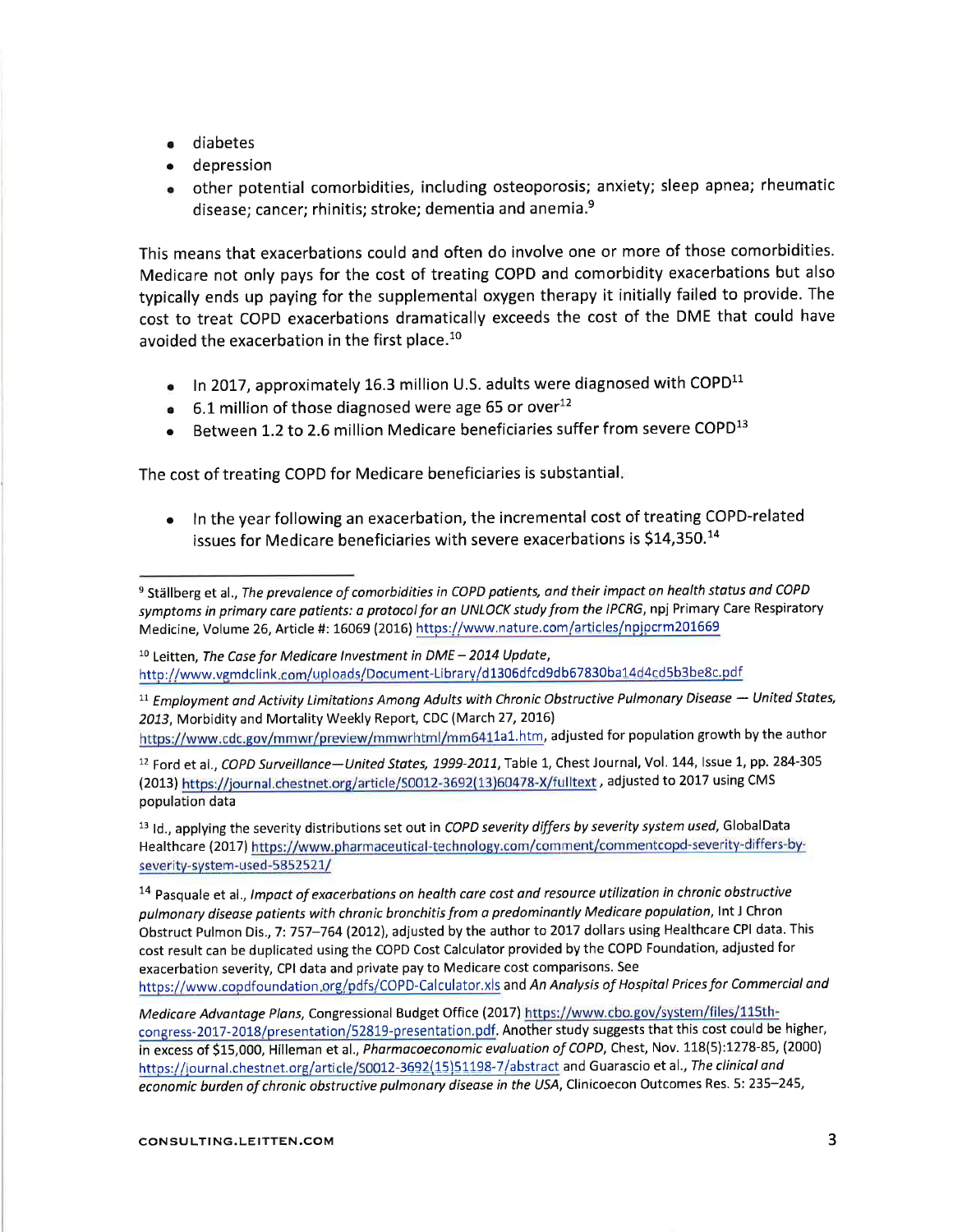- diabetes
- depression
- other potential comorbidities, including osteoporosis; anxiety; sleep apnea; rheumatic disease; cancer; rhinitis; stroke; dementia and anemia.[9]

This means that exacerbations could and often do involve one or more of those comorbidities. Medicare not only pays for the cost of treating COPD and comorbidity exacerbations but also typically ends up paying for the supplemental oxygen therapy it initially failed to provide. The cost to treat COPD exacerbations dramatically exceeds the cost of the DME that could have avoided the exacerbation in the first place.[10]

- In 2017, approximately 16.3 million U.S. adults were diagnosed with COPD[11]
- 6.1 million of those diagnosed were age 65 or over[12]
- Between 1.2 to 2.6 million Medicare beneficiaries suffer from severe COPD[13]

The cost of treating COPD for Medicare beneficiaries is substantial.

- In the year following an exacerbation, the incremental cost of treating COPD-related issues for Medicare beneficiaries with severe exacerbations is $14,350.[14]

---

[9] Ställberg et al., *The prevalence of comorbidities in COPD patients, and their impact on health status and COPD symptoms in primary care patients: a protocol for an UNLOCK study from the IPCRG*, npj Primary Care Respiratory Medicine, Volume 26, Article #: 16069 (2016) https://www.nature.com/articles/npjpcrm201669

[10] Leitten, *The Case for Medicare Investment in DME – 2014 Update*, http://www.vgmdclink.com/uploads/Document-Library/d1306dfcd9db67830ba14d4cd5b3be8c.pdf

[11] *Employment and Activity Limitations Among Adults with Chronic Obstructive Pulmonary Disease — United States, 2013*, Morbidity and Mortality Weekly Report, CDC (March 27, 2016) https://www.cdc.gov/mmwr/preview/mmwrhtml/mm6411a1.htm, adjusted for population growth by the author

[12] Ford et al., *COPD Surveillance—United States, 1999-2011*, Table 1, Chest Journal, Vol. 144, Issue 1, pp. 284-305 (2013) https://journal.chestnet.org/article/S0012-3692(13)60478-X/fulltext , adjusted to 2017 using CMS population data

[13] Id., applying the severity distributions set out in *COPD severity differs by severity system used*, GlobalData Healthcare (2017) https://www.pharmaceutical-technology.com/comment/commentcopd-severity-differs-by-severity-system-used-5852521/

[14] Pasquale et al., *Impact of exacerbations on health care cost and resource utilization in chronic obstructive pulmonary disease patients with chronic bronchitis from a predominantly Medicare population*, Int J Chron Obstruct Pulmon Dis., 7: 757–764 (2012), adjusted by the author to 2017 dollars using Healthcare CPI data. This cost result can be duplicated using the COPD Cost Calculator provided by the COPD Foundation, adjusted for exacerbation severity, CPI data and private pay to Medicare cost comparisons. See https://www.copdfoundation.org/pdfs/COPD-Calculator.xls and *An Analysis of Hospital Prices for Commercial and Medicare Advantage Plans*, Congressional Budget Office (2017) https://www.cbo.gov/system/files/115th-congress-2017-2018/presentation/52819-presentation.pdf. Another study suggests that this cost could be higher, in excess of $15,000, Hilleman et al., *Pharmacoeconomic evaluation of COPD*, Chest, Nov. 118(5):1278-85, (2000) https://journal.chestnet.org/article/S0012-3692(15)51198-7/abstract and Guarascio et al., *The clinical and economic burden of chronic obstructive pulmonary disease in the USA*, Clinicoecon Outcomes Res. 5: 235–245,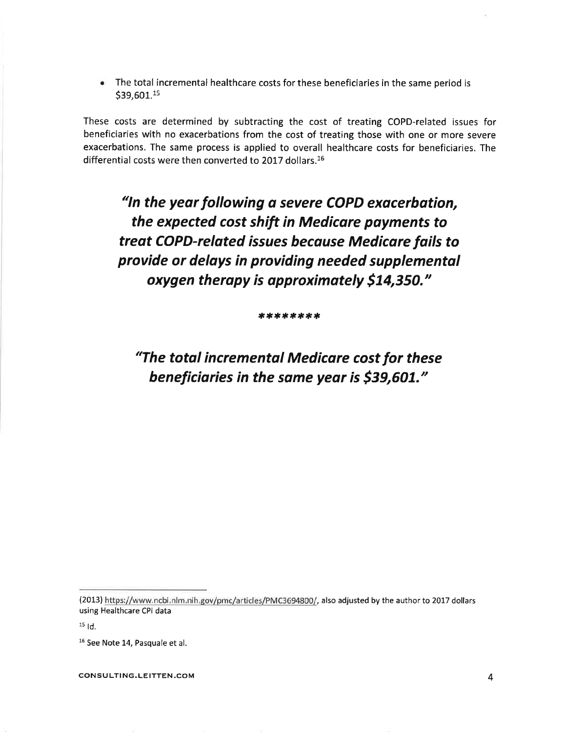- The total incremental healthcare costs for these beneficiaries in the same period is $39,601.[15]

These costs are determined by subtracting the cost of treating COPD-related issues for beneficiaries with no exacerbations from the cost of treating those with one or more severe exacerbations. The same process is applied to overall healthcare costs for beneficiaries. The differential costs were then converted to 2017 dollars.[16]

> ***"In the year following a severe COPD exacerbation, the expected cost shift in Medicare payments to treat COPD-related issues because Medicare fails to provide or delays in providing needed supplemental oxygen therapy is approximately $14,350."***

********

> ***"The total incremental Medicare cost for these beneficiaries in the same year is $39,601."***

---

(2013) https://www.ncbi.nlm.nih.gov/pmc/articles/PMC3694800/, also adjusted by the author to 2017 dollars using Healthcare CPI data

[15] Id.

[16] See Note 14, Pasquale et al.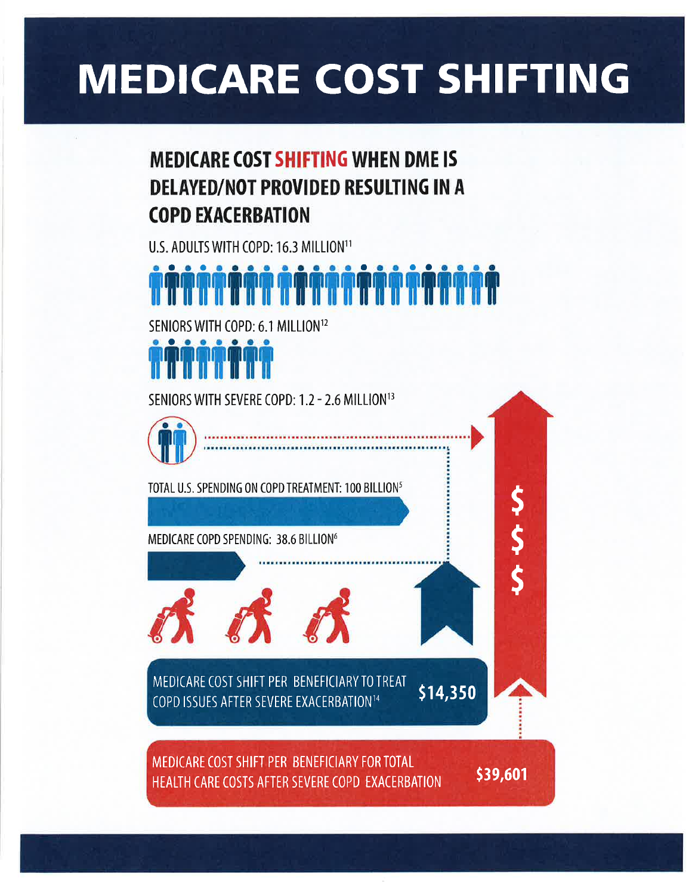# MEDICARE COST SHIFTING

## MEDICARE COST SHIFTING WHEN DME IS DELAYED/NOT PROVIDED RESULTING IN A COPD EXACERBATION

U.S. ADULTS WITH COPD: 16.3 MILLION[11]

SENIORS WITH COPD: 6.1 MILLION[12]

SENIORS WITH SEVERE COPD: 1.2 - 2.6 MILLION[13]

TOTAL U.S. SPENDING ON COPD TREATMENT: 100 BILLION[5]

MEDICARE COPD SPENDING: 38.6 BILLION[6]

$ $ $

MEDICARE COST SHIFT PER BENEFICIARY TO TREAT COPD ISSUES AFTER SEVERE EXACERBATION[14] **$14,350**

MEDICARE COST SHIFT PER BENEFICIARY FOR TOTAL HEALTH CARE COSTS AFTER SEVERE COPD EXACERBATION **$39,601**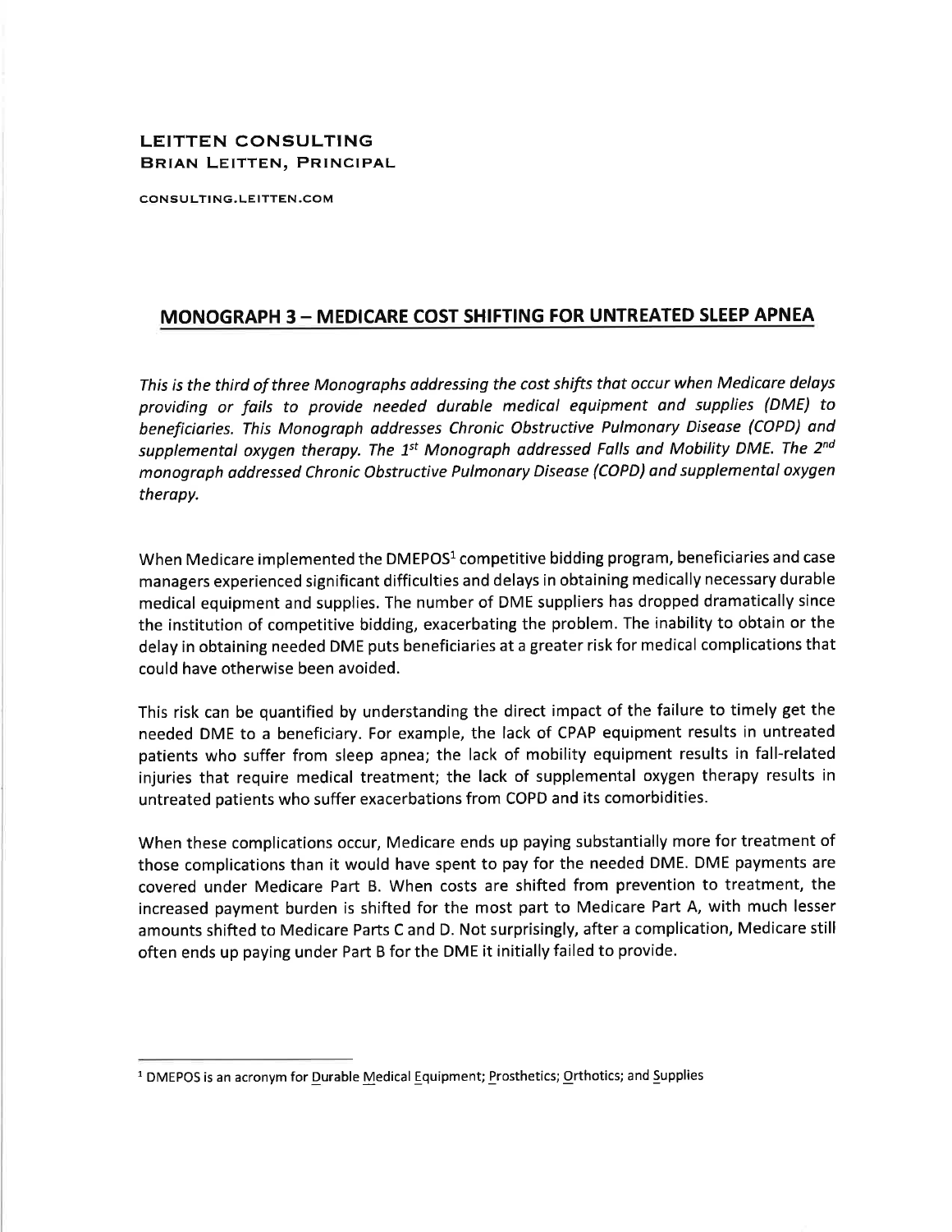**LEITTEN CONSULTING**
**BRIAN LEITTEN, PRINCIPAL**

CONSULTING.LEITTEN.COM

## MONOGRAPH 3 – MEDICARE COST SHIFTING FOR UNTREATED SLEEP APNEA

*This is the third of three Monographs addressing the cost shifts that occur when Medicare delays providing or fails to provide needed durable medical equipment and supplies (DME) to beneficiaries. This Monograph addresses Chronic Obstructive Pulmonary Disease (COPD) and supplemental oxygen therapy. The 1st Monograph addressed Falls and Mobility DME. The 2nd monograph addressed Chronic Obstructive Pulmonary Disease (COPD) and supplemental oxygen therapy.*

When Medicare implemented the DMEPOS[1] competitive bidding program, beneficiaries and case managers experienced significant difficulties and delays in obtaining medically necessary durable medical equipment and supplies. The number of DME suppliers has dropped dramatically since the institution of competitive bidding, exacerbating the problem. The inability to obtain or the delay in obtaining needed DME puts beneficiaries at a greater risk for medical complications that could have otherwise been avoided.

This risk can be quantified by understanding the direct impact of the failure to timely get the needed DME to a beneficiary. For example, the lack of CPAP equipment results in untreated patients who suffer from sleep apnea; the lack of mobility equipment results in fall-related injuries that require medical treatment; the lack of supplemental oxygen therapy results in untreated patients who suffer exacerbations from COPD and its comorbidities.

When these complications occur, Medicare ends up paying substantially more for treatment of those complications than it would have spent to pay for the needed DME. DME payments are covered under Medicare Part B. When costs are shifted from prevention to treatment, the increased payment burden is shifted for the most part to Medicare Part A, with much lesser amounts shifted to Medicare Parts C and D. Not surprisingly, after a complication, Medicare still often ends up paying under Part B for the DME it initially failed to provide.

[1] DMEPOS is an acronym for Durable Medical Equipment; Prosthetics; Orthotics; and Supplies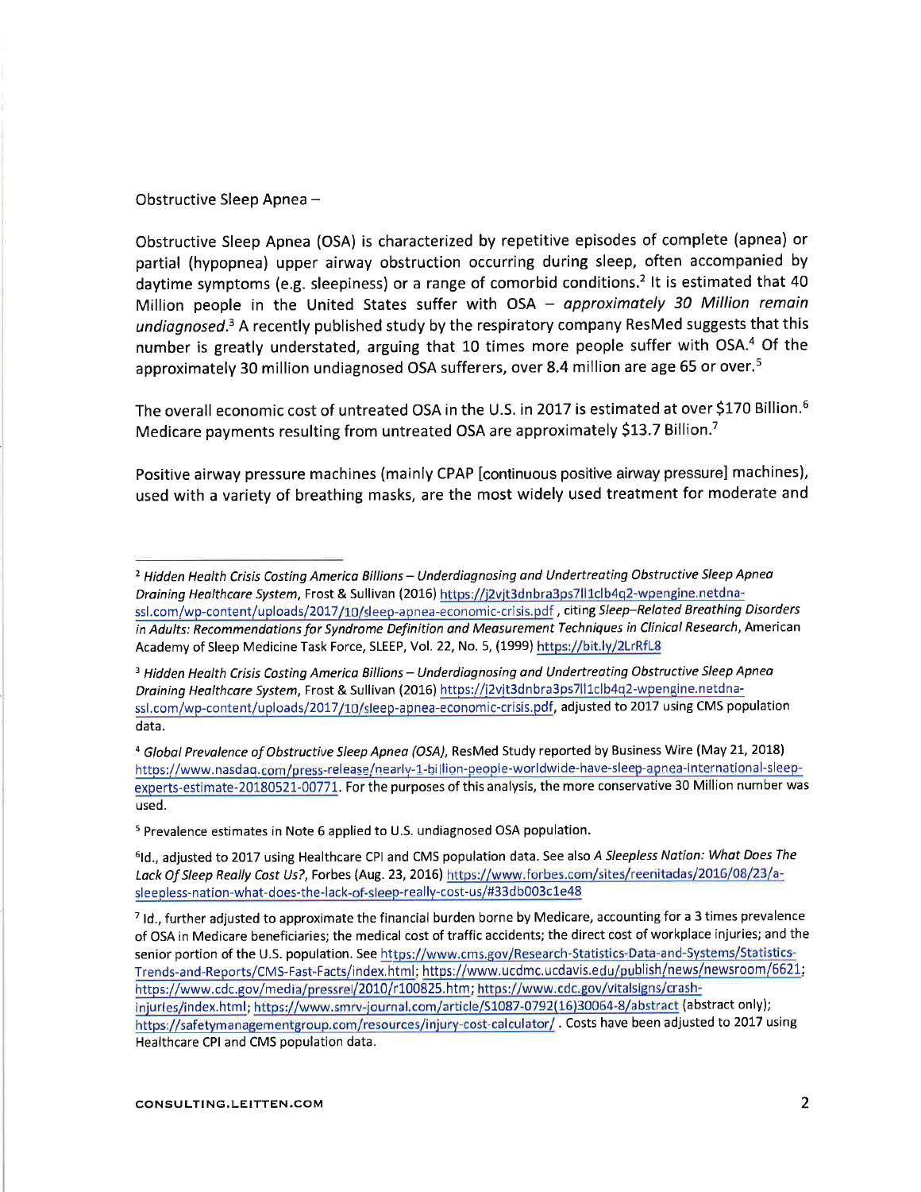Obstructive Sleep Apnea –

Obstructive Sleep Apnea (OSA) is characterized by repetitive episodes of complete (apnea) or partial (hypopnea) upper airway obstruction occurring during sleep, often accompanied by daytime symptoms (e.g. sleepiness) or a range of comorbid conditions.[2] It is estimated that 40 Million people in the United States suffer with OSA – *approximately 30 Million remain undiagnosed*.[3] A recently published study by the respiratory company ResMed suggests that this number is greatly understated, arguing that 10 times more people suffer with OSA.[4] Of the approximately 30 million undiagnosed OSA sufferers, over 8.4 million are age 65 or over.[5]

The overall economic cost of untreated OSA in the U.S. in 2017 is estimated at over $170 Billion.[6] Medicare payments resulting from untreated OSA are approximately $13.7 Billion.[7]

Positive airway pressure machines (mainly CPAP [continuous positive airway pressure] machines), used with a variety of breathing masks, are the most widely used treatment for moderate and

---

[2] *Hidden Health Crisis Costing America Billions – Underdiagnosing and Undertreating Obstructive Sleep Apnea Draining Healthcare System*, Frost & Sullivan (2016) https://j2vjt3dnbra3ps7ll1clb4q2-wpengine.netdna-ssl.com/wp-content/uploads/2017/10/sleep-apnea-economic-crisis.pdf , citing *Sleep–Related Breathing Disorders in Adults: Recommendations for Syndrome Definition and Measurement Techniques in Clinical Research*, American Academy of Sleep Medicine Task Force, SLEEP, Vol. 22, No. 5, (1999) https://bit.ly/2LrRfL8

[3] *Hidden Health Crisis Costing America Billions – Underdiagnosing and Undertreating Obstructive Sleep Apnea Draining Healthcare System*, Frost & Sullivan (2016) https://j2vjt3dnbra3ps7ll1clb4q2-wpengine.netdna-ssl.com/wp-content/uploads/2017/10/sleep-apnea-economic-crisis.pdf, adjusted to 2017 using CMS population data.

[4] *Global Prevalence of Obstructive Sleep Apnea (OSA)*, ResMed Study reported by Business Wire (May 21, 2018) https://www.nasdaq.com/press-release/nearly-1-billion-people-worldwide-have-sleep-apnea-international-sleep-experts-estimate-20180521-00771. For the purposes of this analysis, the more conservative 30 Million number was used.

[5] Prevalence estimates in Note 6 applied to U.S. undiagnosed OSA population.

[6] Id., adjusted to 2017 using Healthcare CPI and CMS population data. See also *A Sleepless Nation: What Does The Lack Of Sleep Really Cost Us?*, Forbes (Aug. 23, 2016) https://www.forbes.com/sites/reenitadas/2016/08/23/a-sleepless-nation-what-does-the-lack-of-sleep-really-cost-us/#33db003c1e48

[7] Id., further adjusted to approximate the financial burden borne by Medicare, accounting for a 3 times prevalence of OSA in Medicare beneficiaries; the medical cost of traffic accidents; the direct cost of workplace injuries; and the senior portion of the U.S. population. See https://www.cms.gov/Research-Statistics-Data-and-Systems/Statistics-Trends-and-Reports/CMS-Fast-Facts/index.html; https://www.ucdmc.ucdavis.edu/publish/news/newsroom/6621; https://www.cdc.gov/media/pressrel/2010/r100825.htm; https://www.cdc.gov/vitalsigns/crash-injuries/index.html; https://www.smrv-journal.com/article/S1087-0792(16)30064-8/abstract (abstract only); https://safetymanagementgroup.com/resources/injury-cost-calculator/ . Costs have been adjusted to 2017 using Healthcare CPI and CMS population data.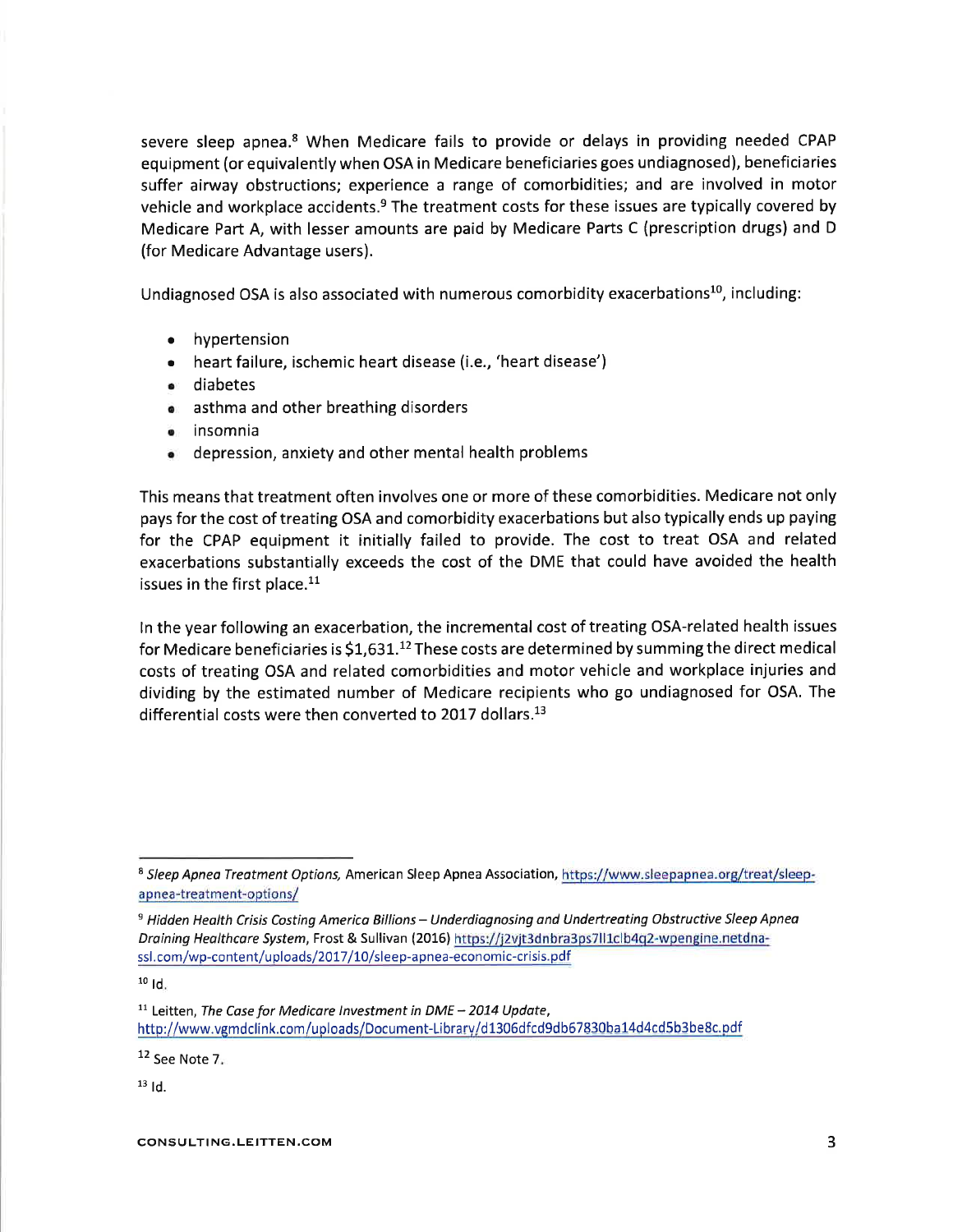severe sleep apnea.[8] When Medicare fails to provide or delays in providing needed CPAP equipment (or equivalently when OSA in Medicare beneficiaries goes undiagnosed), beneficiaries suffer airway obstructions; experience a range of comorbidities; and are involved in motor vehicle and workplace accidents.[9] The treatment costs for these issues are typically covered by Medicare Part A, with lesser amounts are paid by Medicare Parts C (prescription drugs) and D (for Medicare Advantage users).

Undiagnosed OSA is also associated with numerous comorbidity exacerbations[10], including:

- hypertension
- heart failure, ischemic heart disease (i.e., 'heart disease')
- diabetes
- asthma and other breathing disorders
- insomnia
- depression, anxiety and other mental health problems

This means that treatment often involves one or more of these comorbidities. Medicare not only pays for the cost of treating OSA and comorbidity exacerbations but also typically ends up paying for the CPAP equipment it initially failed to provide. The cost to treat OSA and related exacerbations substantially exceeds the cost of the DME that could have avoided the health issues in the first place.[11]

In the year following an exacerbation, the incremental cost of treating OSA-related health issues for Medicare beneficiaries is $1,631.[12] These costs are determined by summing the direct medical costs of treating OSA and related comorbidities and motor vehicle and workplace injuries and dividing by the estimated number of Medicare recipients who go undiagnosed for OSA. The differential costs were then converted to 2017 dollars.[13]

---

[8] *Sleep Apnea Treatment Options,* American Sleep Apnea Association, https://www.sleepapnea.org/treat/sleep-apnea-treatment-options/

[9] *Hidden Health Crisis Costing America Billions – Underdiagnosing and Undertreating Obstructive Sleep Apnea Draining Healthcare System*, Frost & Sullivan (2016) https://j2vjt3dnbra3ps7ll1clb4q2-wpengine.netdna-ssl.com/wp-content/uploads/2017/10/sleep-apnea-economic-crisis.pdf

[10] Id.

[11] Leitten, *The Case for Medicare Investment in DME – 2014 Update*, http://www.vgmdclink.com/uploads/Document-Library/d1306dfcd9db67830ba14d4cd5b3be8c.pdf

[12] See Note 7.

[13] Id.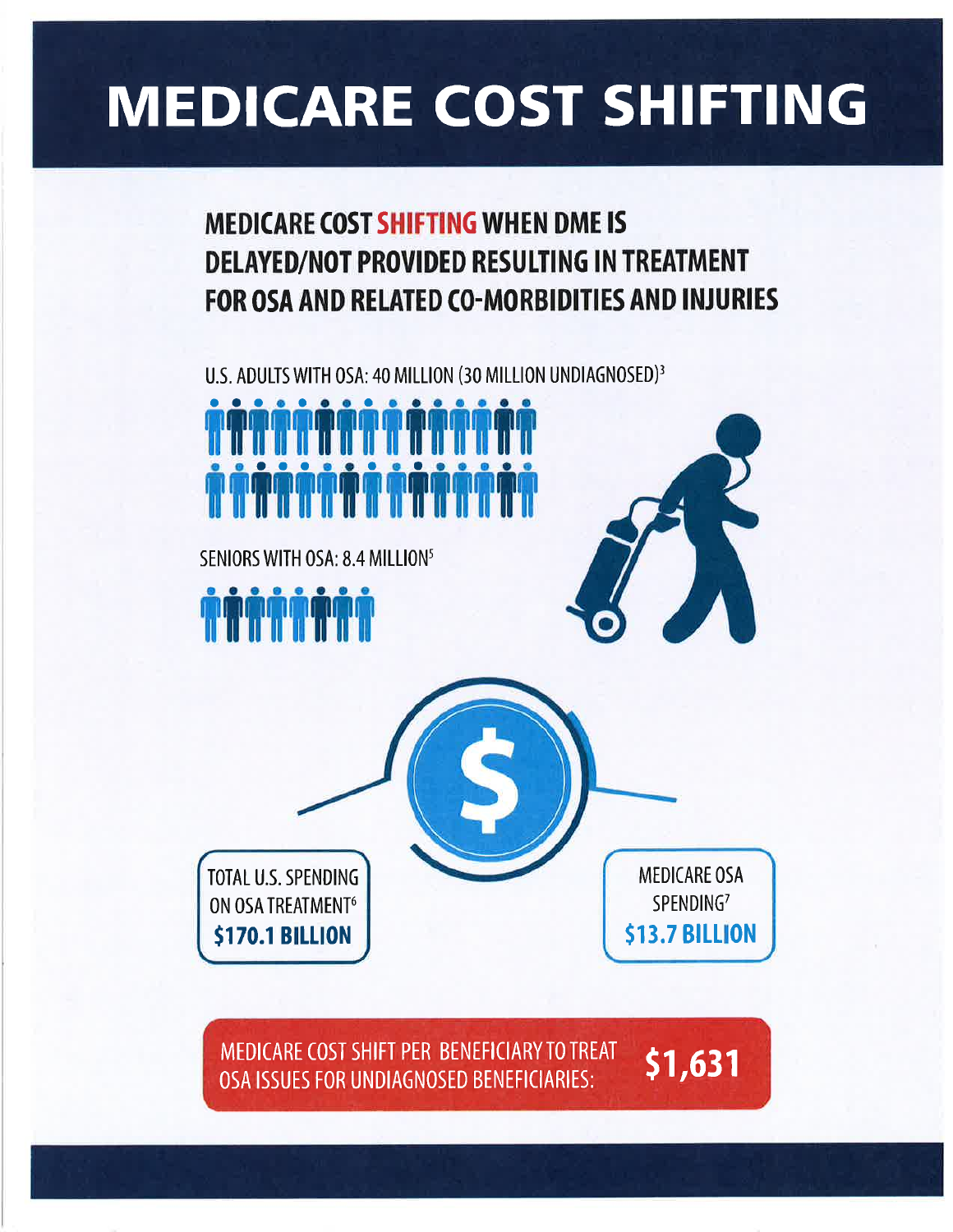# MEDICARE COST SHIFTING

## MEDICARE COST SHIFTING WHEN DME IS DELAYED/NOT PROVIDED RESULTING IN TREATMENT FOR OSA AND RELATED CO-MORBIDITIES AND INJURIES

U.S. ADULTS WITH OSA: 40 MILLION (30 MILLION UNDIAGNOSED)[3]

SENIORS WITH OSA: 8.4 MILLION[5]

TOTAL U.S. SPENDING ON OSA TREATMENT[6]
**$170.1 BILLION**

MEDICARE OSA SPENDING[7]
**$13.7 BILLION**

MEDICARE COST SHIFT PER BENEFICIARY TO TREAT OSA ISSUES FOR UNDIAGNOSED BENEFICIARIES: **$1,631**